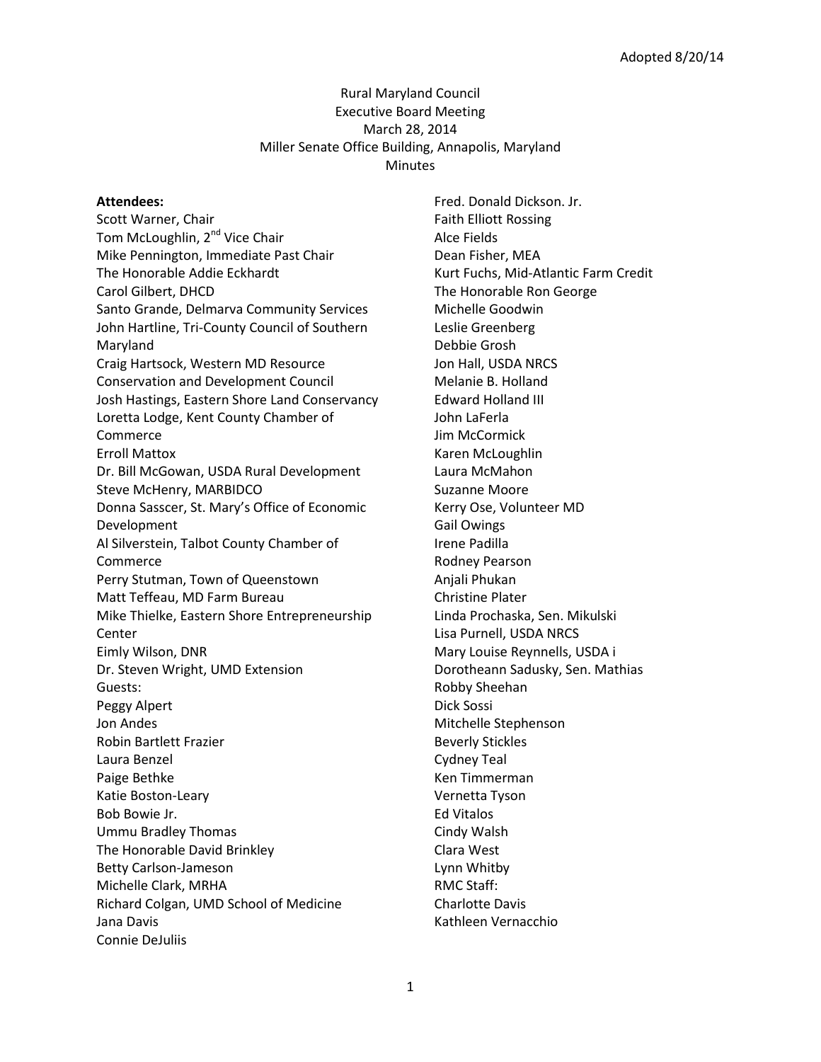Adopted 8/20/14

# Rural Maryland Council
## Executive Board Meeting
## March 28, 2014
## Miller Senate Office Building, Annapolis, Maryland
## Minutes

**Attendees:**

Scott Warner, Chair
Tom McLoughlin, 2nd Vice Chair
Mike Pennington, Immediate Past Chair
The Honorable Addie Eckhardt
Carol Gilbert, DHCD
Santo Grande, Delmarva Community Services
John Hartline, Tri-County Council of Southern Maryland
Craig Hartsock, Western MD Resource Conservation and Development Council
Josh Hastings, Eastern Shore Land Conservancy
Loretta Lodge, Kent County Chamber of Commerce
Erroll Mattox
Dr. Bill McGowan, USDA Rural Development
Steve McHenry, MARBIDCO
Donna Sasscer, St. Mary's Office of Economic Development
Al Silverstein, Talbot County Chamber of Commerce
Perry Stutman, Town of Queenstown
Matt Teffeau, MD Farm Bureau
Mike Thielke, Eastern Shore Entrepreneurship Center
Eimly Wilson, DNR
Dr. Steven Wright, UMD Extension

Guests:

Peggy Alpert
Jon Andes
Robin Bartlett Frazier
Laura Benzel
Paige Bethke
Katie Boston-Leary
Bob Bowie Jr.
Ummu Bradley Thomas
The Honorable David Brinkley
Betty Carlson-Jameson
Michelle Clark, MRHA
Richard Colgan, UMD School of Medicine
Jana Davis
Connie DeJuliis
Fred. Donald Dickson. Jr.
Faith Elliott Rossing
Alce Fields
Dean Fisher, MEA
Kurt Fuchs, Mid-Atlantic Farm Credit
The Honorable Ron George
Michelle Goodwin
Leslie Greenberg
Debbie Grosh
Jon Hall, USDA NRCS
Melanie B. Holland
Edward Holland III
John LaFerla
Jim McCormick
Karen McLoughlin
Laura McMahon
Suzanne Moore
Kerry Ose, Volunteer MD
Gail Owings
Irene Padilla
Rodney Pearson
Anjali Phukan
Christine Plater
Linda Prochaska, Sen. Mikulski
Lisa Purnell, USDA NRCS
Mary Louise Reynnells, USDA i
Dorotheann Sadusky, Sen. Mathias
Robby Sheehan
Dick Sossi
Mitchelle Stephenson
Beverly Stickles
Cydney Teal
Ken Timmerman
Vernetta Tyson
Ed Vitalos
Cindy Walsh
Clara West
Lynn Whitby

RMC Staff:

Charlotte Davis
Kathleen Vernacchio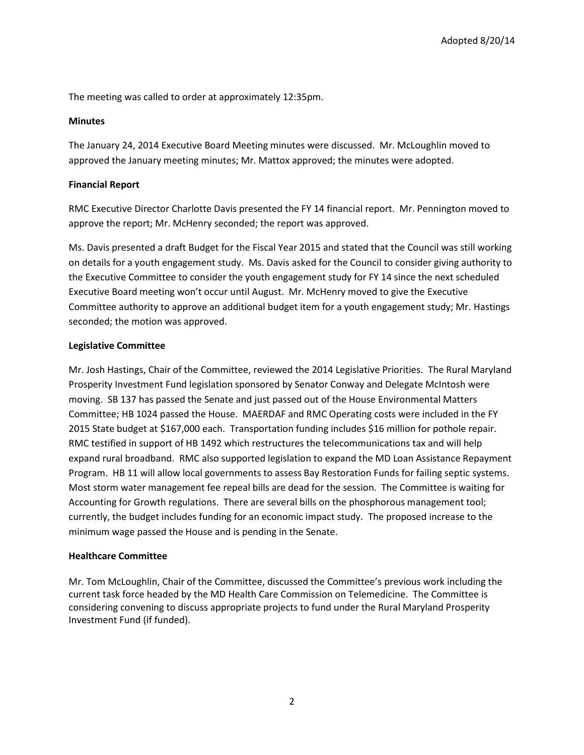Adopted 8/20/14

The meeting was called to order at approximately 12:35pm.

**Minutes**

The January 24, 2014 Executive Board Meeting minutes were discussed. Mr. McLoughlin moved to approved the January meeting minutes; Mr. Mattox approved; the minutes were adopted.

**Financial Report**

RMC Executive Director Charlotte Davis presented the FY 14 financial report. Mr. Pennington moved to approve the report; Mr. McHenry seconded; the report was approved.

Ms. Davis presented a draft Budget for the Fiscal Year 2015 and stated that the Council was still working on details for a youth engagement study. Ms. Davis asked for the Council to consider giving authority to the Executive Committee to consider the youth engagement study for FY 14 since the next scheduled Executive Board meeting won't occur until August. Mr. McHenry moved to give the Executive Committee authority to approve an additional budget item for a youth engagement study; Mr. Hastings seconded; the motion was approved.

**Legislative Committee**

Mr. Josh Hastings, Chair of the Committee, reviewed the 2014 Legislative Priorities. The Rural Maryland Prosperity Investment Fund legislation sponsored by Senator Conway and Delegate McIntosh were moving. SB 137 has passed the Senate and just passed out of the House Environmental Matters Committee; HB 1024 passed the House. MAERDAF and RMC Operating costs were included in the FY 2015 State budget at $167,000 each. Transportation funding includes $16 million for pothole repair. RMC testified in support of HB 1492 which restructures the telecommunications tax and will help expand rural broadband. RMC also supported legislation to expand the MD Loan Assistance Repayment Program. HB 11 will allow local governments to assess Bay Restoration Funds for failing septic systems. Most storm water management fee repeal bills are dead for the session. The Committee is waiting for Accounting for Growth regulations. There are several bills on the phosphorous management tool; currently, the budget includes funding for an economic impact study. The proposed increase to the minimum wage passed the House and is pending in the Senate.

**Healthcare Committee**

Mr. Tom McLoughlin, Chair of the Committee, discussed the Committee's previous work including the current task force headed by the MD Health Care Commission on Telemedicine. The Committee is considering convening to discuss appropriate projects to fund under the Rural Maryland Prosperity Investment Fund (if funded).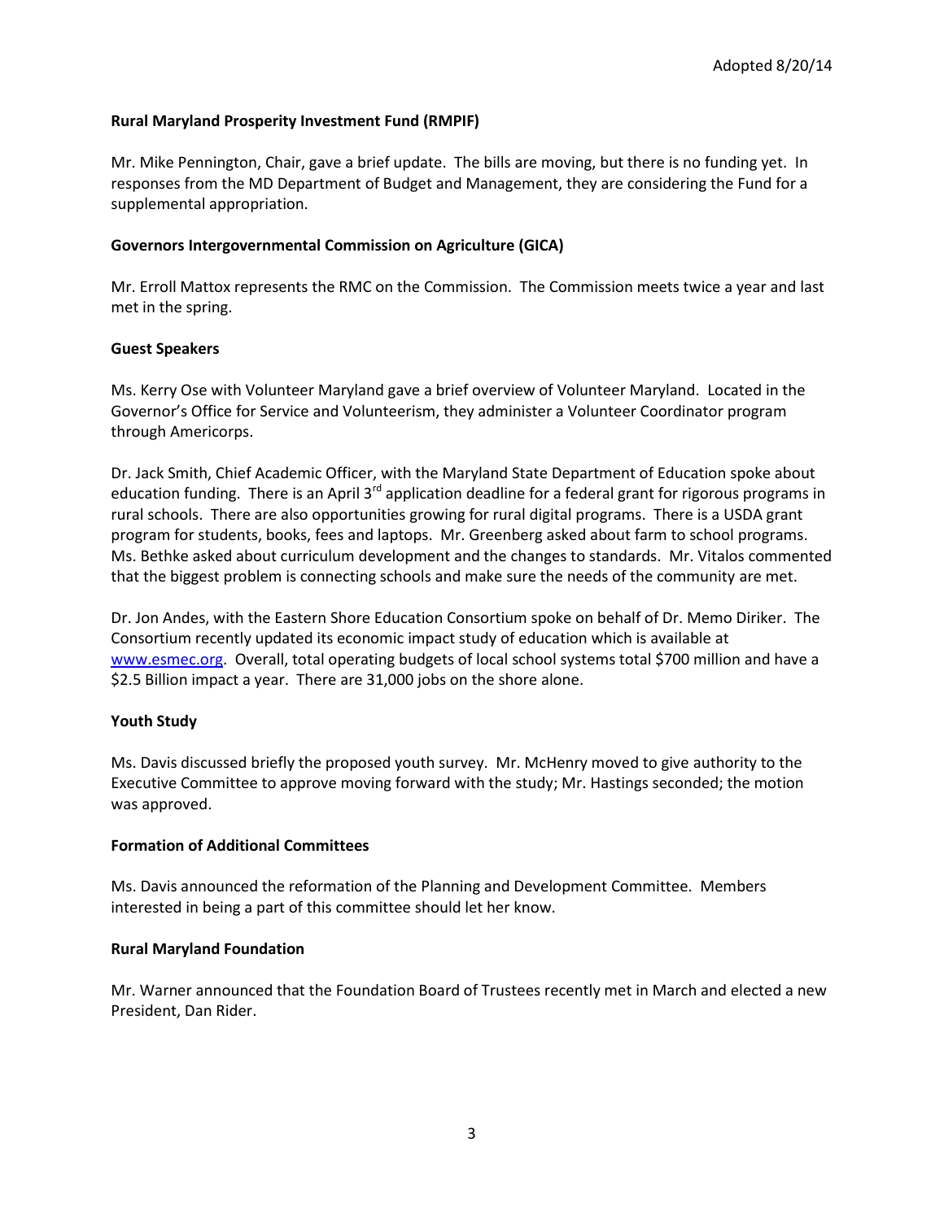Adopted 8/20/14

**Rural Maryland Prosperity Investment Fund (RMPIF)**

Mr. Mike Pennington, Chair, gave a brief update. The bills are moving, but there is no funding yet. In responses from the MD Department of Budget and Management, they are considering the Fund for a supplemental appropriation.

**Governors Intergovernmental Commission on Agriculture (GICA)**

Mr. Erroll Mattox represents the RMC on the Commission. The Commission meets twice a year and last met in the spring.

**Guest Speakers**

Ms. Kerry Ose with Volunteer Maryland gave a brief overview of Volunteer Maryland. Located in the Governor's Office for Service and Volunteerism, they administer a Volunteer Coordinator program through Americorps.

Dr. Jack Smith, Chief Academic Officer, with the Maryland State Department of Education spoke about education funding. There is an April 3rd application deadline for a federal grant for rigorous programs in rural schools. There are also opportunities growing for rural digital programs. There is a USDA grant program for students, books, fees and laptops. Mr. Greenberg asked about farm to school programs. Ms. Bethke asked about curriculum development and the changes to standards. Mr. Vitalos commented that the biggest problem is connecting schools and make sure the needs of the community are met.

Dr. Jon Andes, with the Eastern Shore Education Consortium spoke on behalf of Dr. Memo Diriker. The Consortium recently updated its economic impact study of education which is available at www.esmec.org. Overall, total operating budgets of local school systems total $700 million and have a $2.5 Billion impact a year. There are 31,000 jobs on the shore alone.

**Youth Study**

Ms. Davis discussed briefly the proposed youth survey. Mr. McHenry moved to give authority to the Executive Committee to approve moving forward with the study; Mr. Hastings seconded; the motion was approved.

**Formation of Additional Committees**

Ms. Davis announced the reformation of the Planning and Development Committee. Members interested in being a part of this committee should let her know.

**Rural Maryland Foundation**

Mr. Warner announced that the Foundation Board of Trustees recently met in March and elected a new President, Dan Rider.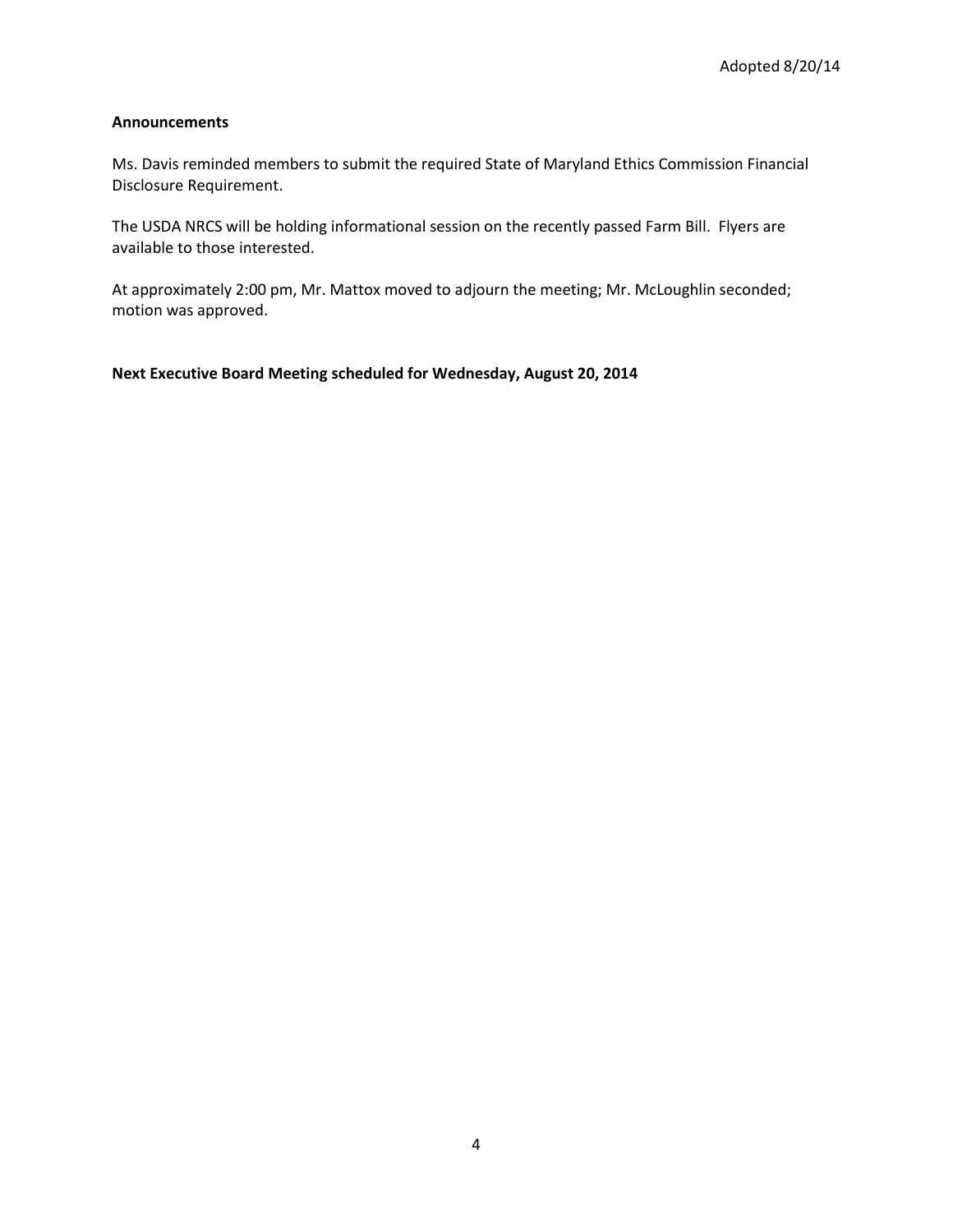Adopted 8/20/14

**Announcements**

Ms. Davis reminded members to submit the required State of Maryland Ethics Commission Financial Disclosure Requirement.

The USDA NRCS will be holding informational session on the recently passed Farm Bill. Flyers are available to those interested.

At approximately 2:00 pm, Mr. Mattox moved to adjourn the meeting; Mr. McLoughlin seconded; motion was approved.

**Next Executive Board Meeting scheduled for Wednesday, August 20, 2014**